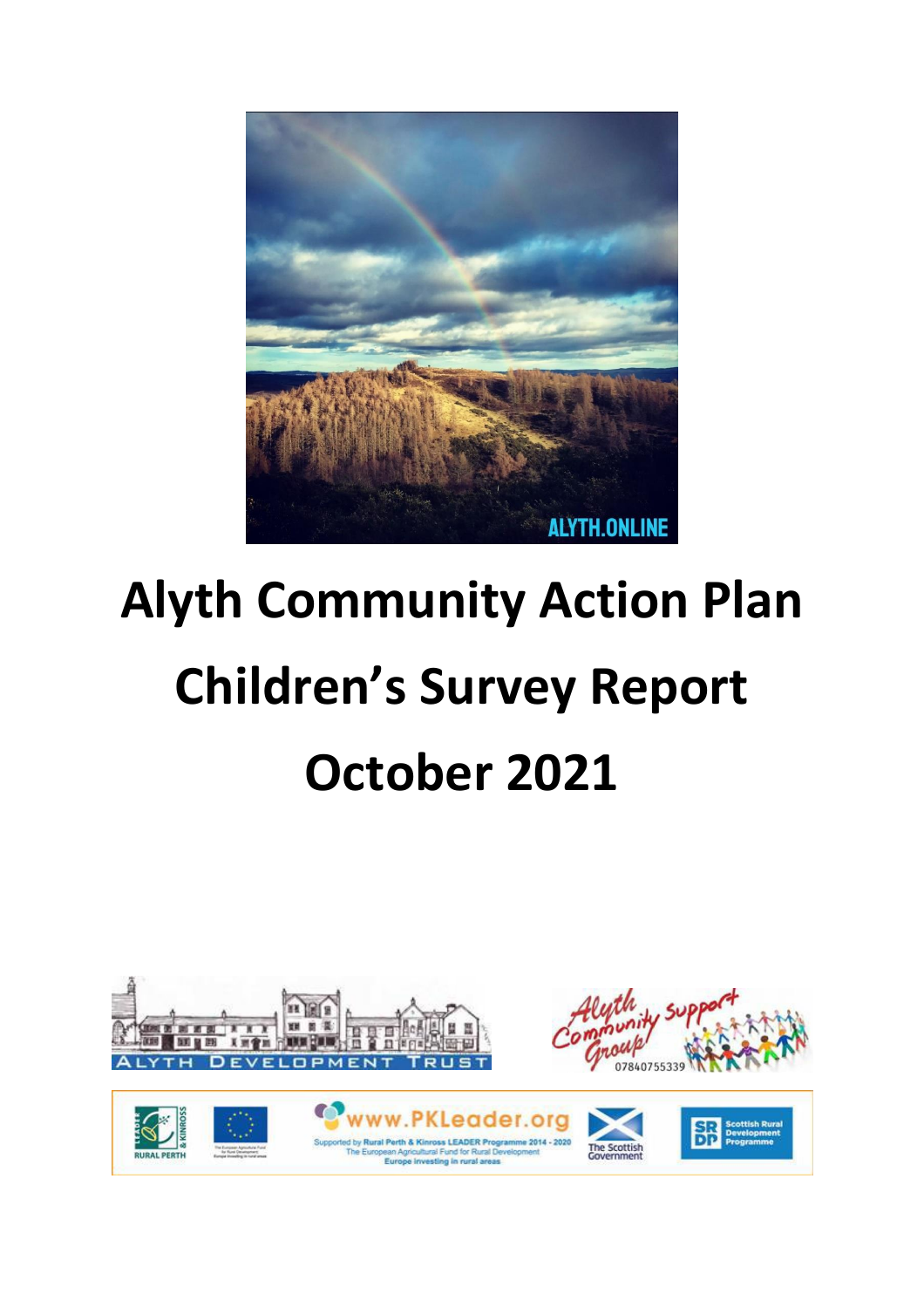# Alyth Community Action Plan

# Children's Survey Report

# October 2021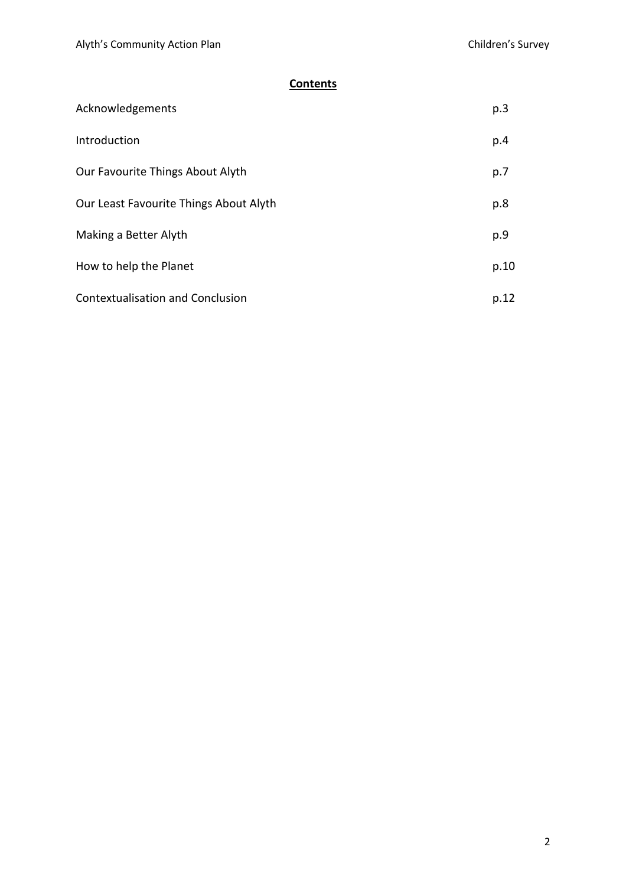## Contents

| | |
|---|---|
| Acknowledgements | p.3 |
| Introduction | p.4 |
| Our Favourite Things About Alyth | p.7 |
| Our Least Favourite Things About Alyth | p.8 |
| Making a Better Alyth | p.9 |
| How to help the Planet | p.10 |
| Contextualisation and Conclusion | p.12 |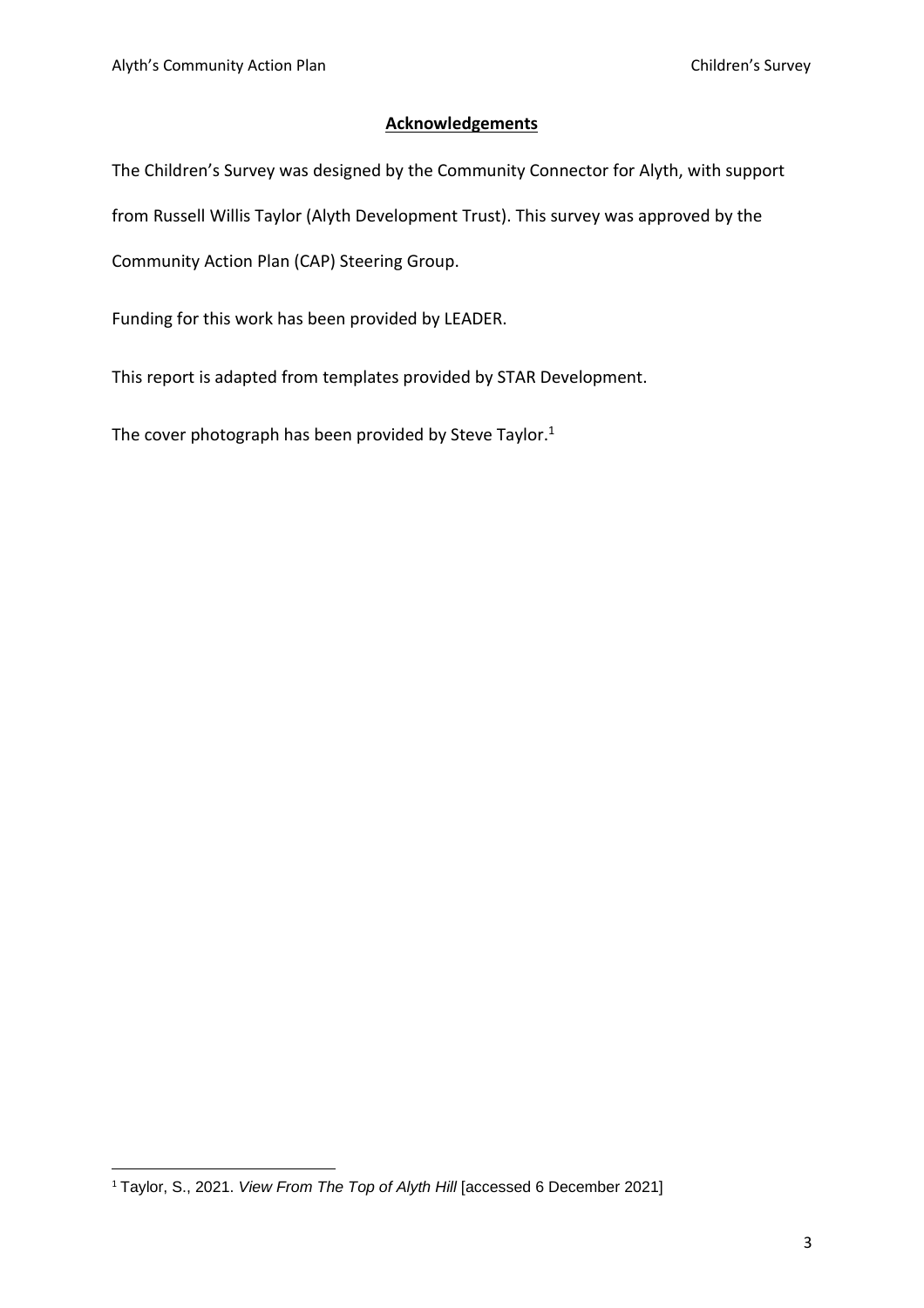## Acknowledgements

The Children's Survey was designed by the Community Connector for Alyth, with support from Russell Willis Taylor (Alyth Development Trust). This survey was approved by the Community Action Plan (CAP) Steering Group.

Funding for this work has been provided by LEADER.

This report is adapted from templates provided by STAR Development.

The cover photograph has been provided by Steve Taylor.[1]

[1] Taylor, S., 2021. *View From The Top of Alyth Hill* [accessed 6 December 2021]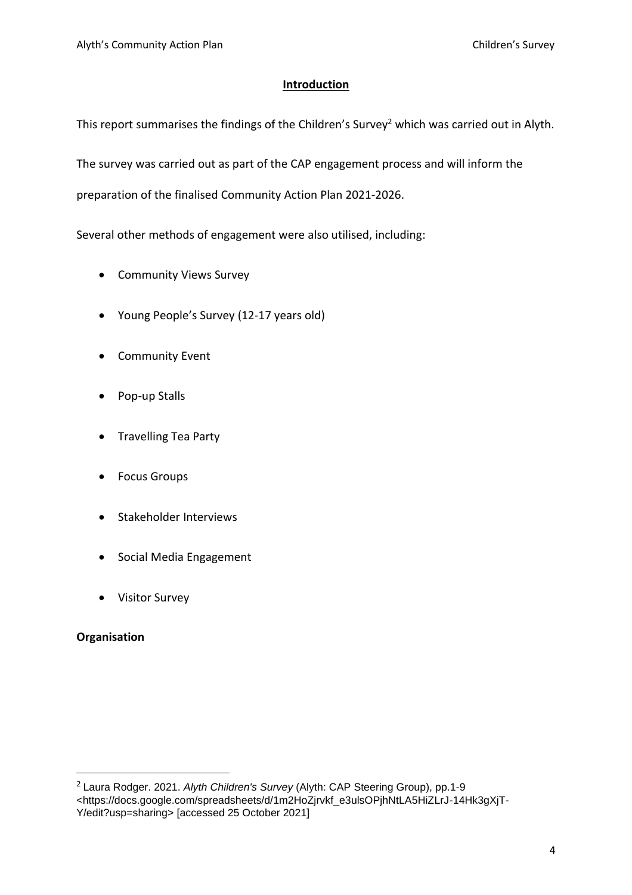## Introduction

This report summarises the findings of the Children's Survey[2] which was carried out in Alyth.

The survey was carried out as part of the CAP engagement process and will inform the preparation of the finalised Community Action Plan 2021-2026.

Several other methods of engagement were also utilised, including:

- Community Views Survey
- Young People's Survey (12-17 years old)
- Community Event
- Pop-up Stalls
- Travelling Tea Party
- Focus Groups
- Stakeholder Interviews
- Social Media Engagement
- Visitor Survey

**Organisation**

[2] Laura Rodger. 2021. *Alyth Children's Survey* (Alyth: CAP Steering Group), pp.1-9 <https://docs.google.com/spreadsheets/d/1m2HoZjrvkf_e3ulsOPjhNtLA5HiZLrJ-14Hk3gXjT-Y/edit?usp=sharing> [accessed 25 October 2021]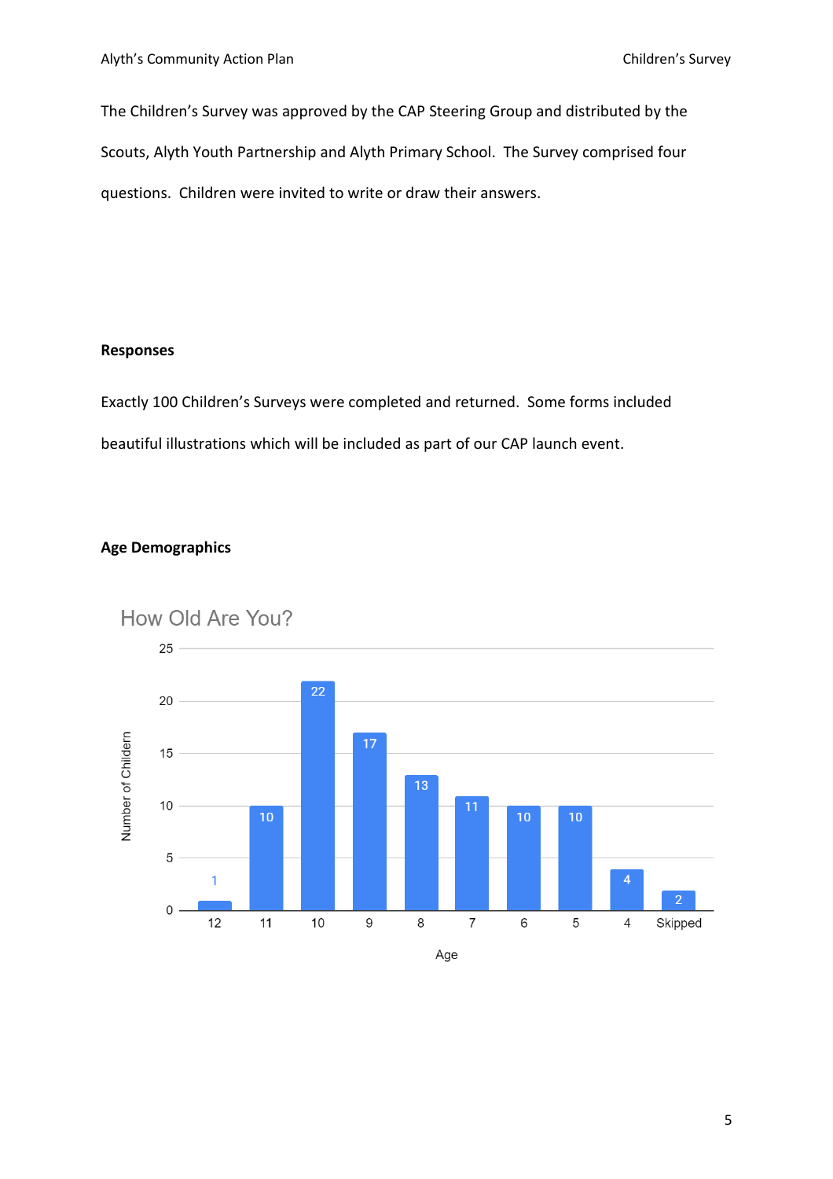The Children's Survey was approved by the CAP Steering Group and distributed by the Scouts, Alyth Youth Partnership and Alyth Primary School. The Survey comprised four questions. Children were invited to write or draw their answers.

**Responses**

Exactly 100 Children's Surveys were completed and returned. Some forms included beautiful illustrations which will be included as part of our CAP launch event.

**Age Demographics**

How Old Are You?

| Age | Number of Childern |
|---|---|
| 12 | 1 |
| 11 | 10 |
| 10 | 22 |
| 9 | 17 |
| 8 | 13 |
| 7 | 11 |
| 6 | 10 |
| 5 | 10 |
| 4 | 4 |
| Skipped | 2 |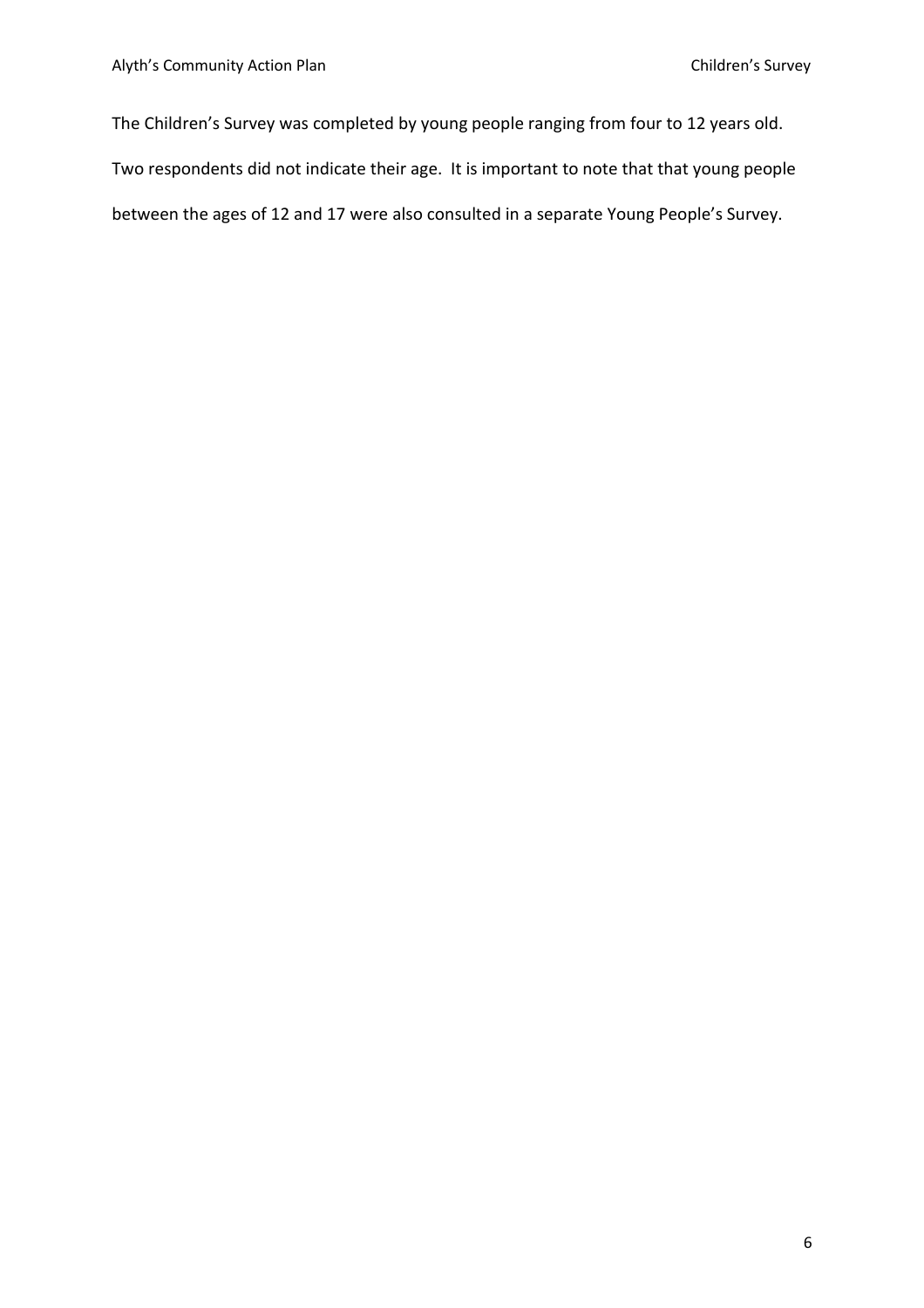The Children's Survey was completed by young people ranging from four to 12 years old. Two respondents did not indicate their age. It is important to note that that young people between the ages of 12 and 17 were also consulted in a separate Young People's Survey.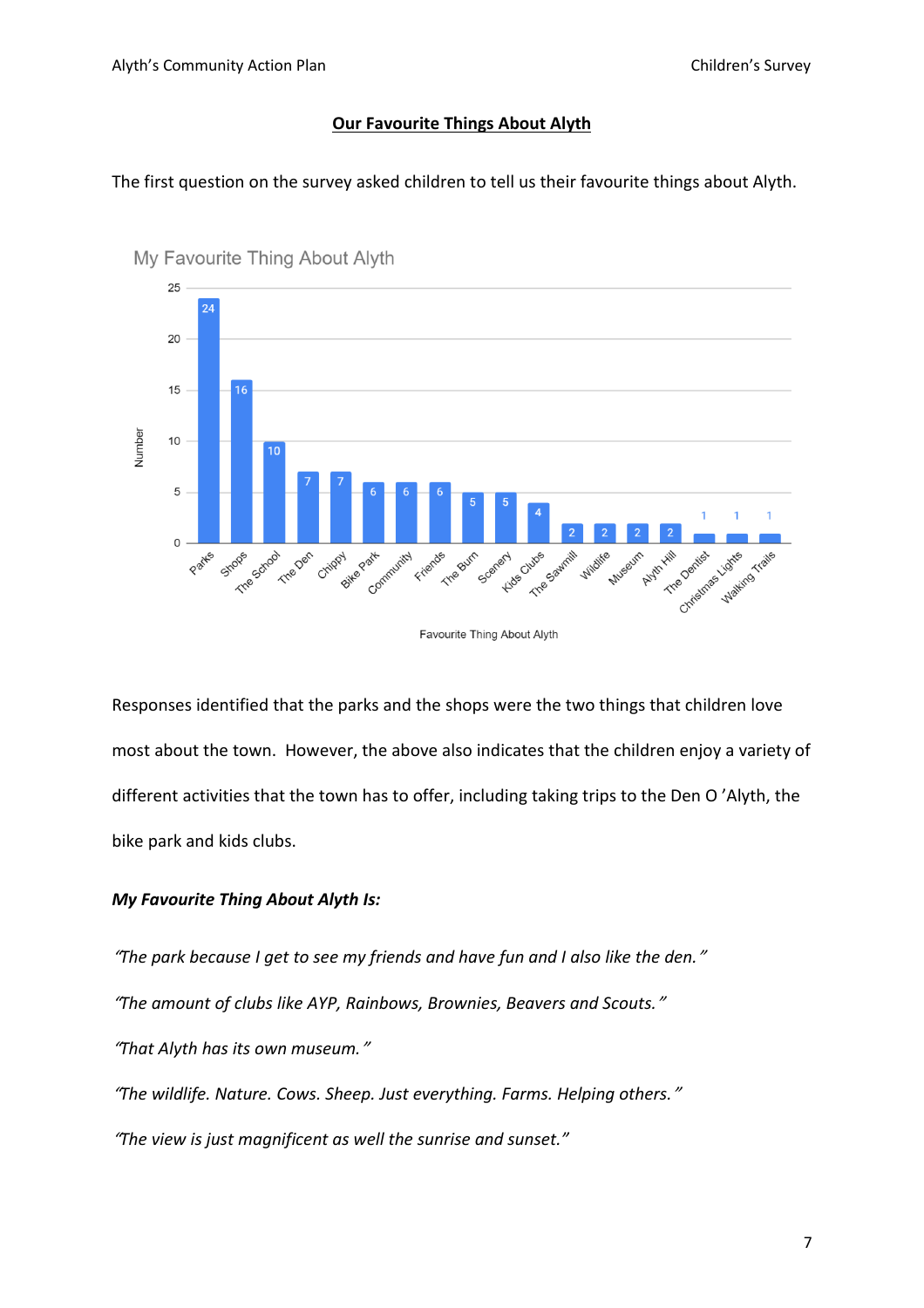## Our Favourite Things About Alyth

The first question on the survey asked children to tell us their favourite things about Alyth.

**My Favourite Thing About Alyth**

| Favourite Thing About Alyth | Number |
|---|---|
| Parks | 24 |
| Shops | 16 |
| The School | 10 |
| The Den | 7 |
| Chippy | 7 |
| Bike Park | 6 |
| Community | 6 |
| Friends | 6 |
| The Burn | 5 |
| Scenery | 5 |
| Kids Clubs | 4 |
| The Sawmill | 2 |
| Wildlife | 2 |
| Museum | 2 |
| Alyth Hill | 2 |
| The Dentist | 1 |
| Christmas Lights | 1 |
| Walking Trails | 1 |

Responses identified that the parks and the shops were the two things that children love most about the town. However, the above also indicates that the children enjoy a variety of different activities that the town has to offer, including taking trips to the Den O 'Alyth, the bike park and kids clubs.

***My Favourite Thing About Alyth Is:***

*"The park because I get to see my friends and have fun and I also like the den."*

*"The amount of clubs like AYP, Rainbows, Brownies, Beavers and Scouts."*

*"That Alyth has its own museum."*

*"The wildlife. Nature. Cows. Sheep. Just everything. Farms. Helping others."*

*"The view is just magnificent as well the sunrise and sunset."*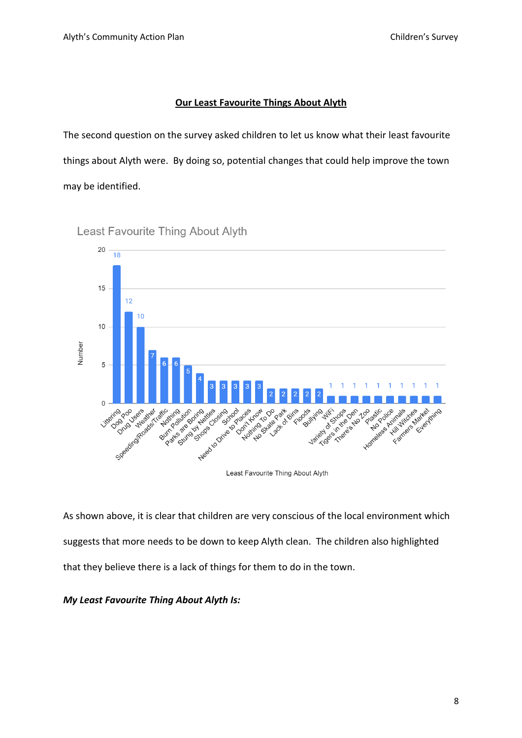## Our Least Favourite Things About Alyth

The second question on the survey asked children to let us know what their least favourite things about Alyth were. By doing so, potential changes that could help improve the town may be identified.

**Least Favourite Thing About Alyth**

| Least Favourite Thing About Alyth | Number |
|---|---|
| Littering | 18 |
| Dog Poo | 12 |
| Drug Users | 10 |
| Weather | 7 |
| Speeding/Roads/Traffic | 6 |
| Nothing | 6 |
| Burn Pollution | 5 |
| Parks are Boring | 4 |
| Stung by Nettles | 3 |
| Shops Closing | 3 |
| School | 3 |
| Need to Drive to Places | 3 |
| Don't Know | 3 |
| Nothing To Do | 2 |
| No Skate Park | 2 |
| Lack of Bins | 2 |
| Floods | 2 |
| Bullying | 2 |
| WiFi | 1 |
| Variety of Shops | 1 |
| Tigers in the Den | 1 |
| There's No Zoo | 1 |
| Plastic | 1 |
| No Police | 1 |
| Homeless Animals | 1 |
| Hill Witches | 1 |
| Farmers Market | 1 |
| Everything | 1 |

As shown above, it is clear that children are very conscious of the local environment which suggests that more needs to be down to keep Alyth clean. The children also highlighted that they believe there is a lack of things for them to do in the town.

***My Least Favourite Thing About Alyth Is:***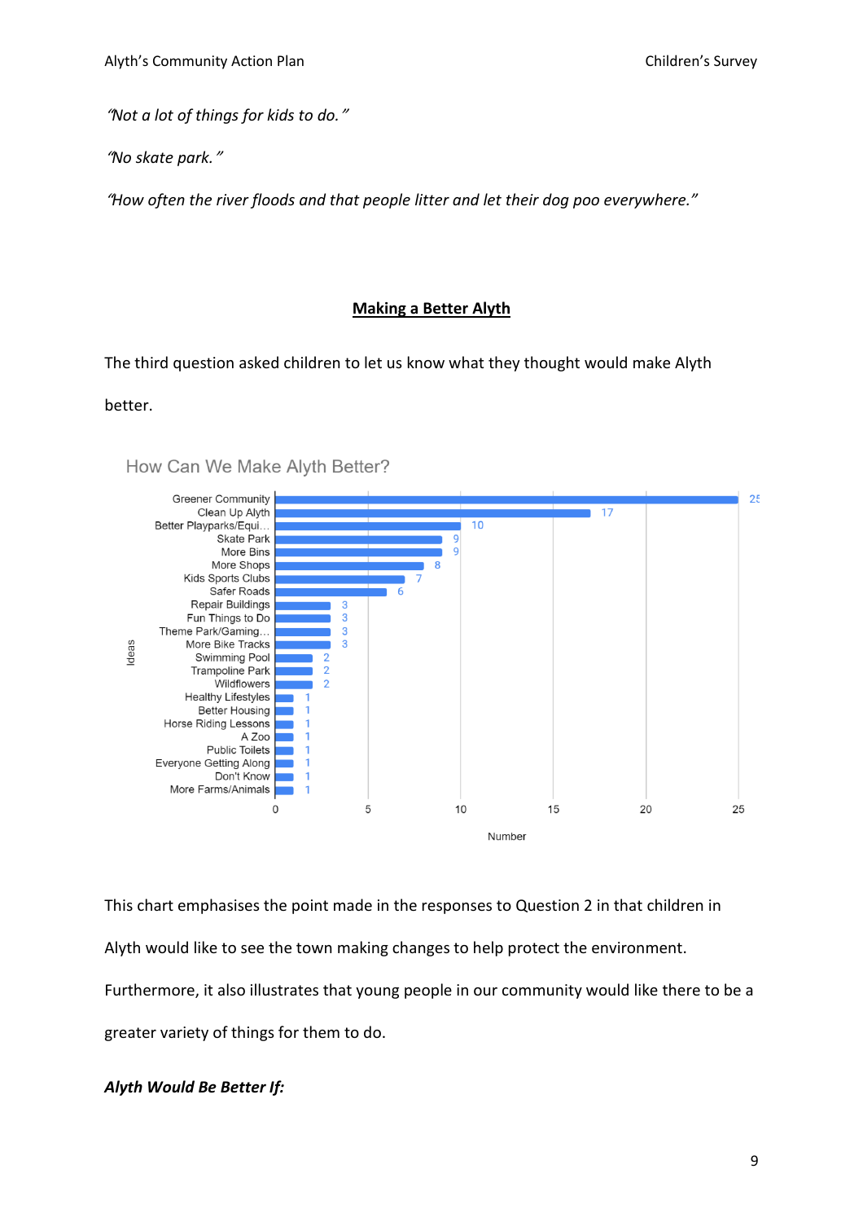*"Not a lot of things for kids to do."*

*"No skate park."*

*"How often the river floods and that people litter and let their dog poo everywhere."*

## Making a Better Alyth

The third question asked children to let us know what they thought would make Alyth better.

**How Can We Make Alyth Better?**

| Ideas | Number |
|---|---|
| Greener Community | 25 |
| Clean Up Alyth | 17 |
| Better Playparks/Equi… | 10 |
| Skate Park | 9 |
| More Bins | 9 |
| More Shops | 8 |
| Kids Sports Clubs | 7 |
| Safer Roads | 6 |
| Repair Buildings | 3 |
| Fun Things to Do | 3 |
| Theme Park/Gaming… | 3 |
| More Bike Tracks | 3 |
| Swimming Pool | 2 |
| Trampoline Park | 2 |
| Wildflowers | 2 |
| Healthy Lifestyles | 1 |
| Better Housing | 1 |
| Horse Riding Lessons | 1 |
| A Zoo | 1 |
| Public Toilets | 1 |
| Everyone Getting Along | 1 |
| Don't Know | 1 |
| More Farms/Animals | 1 |

This chart emphasises the point made in the responses to Question 2 in that children in Alyth would like to see the town making changes to help protect the environment. Furthermore, it also illustrates that young people in our community would like there to be a greater variety of things for them to do.

***Alyth Would Be Better If:***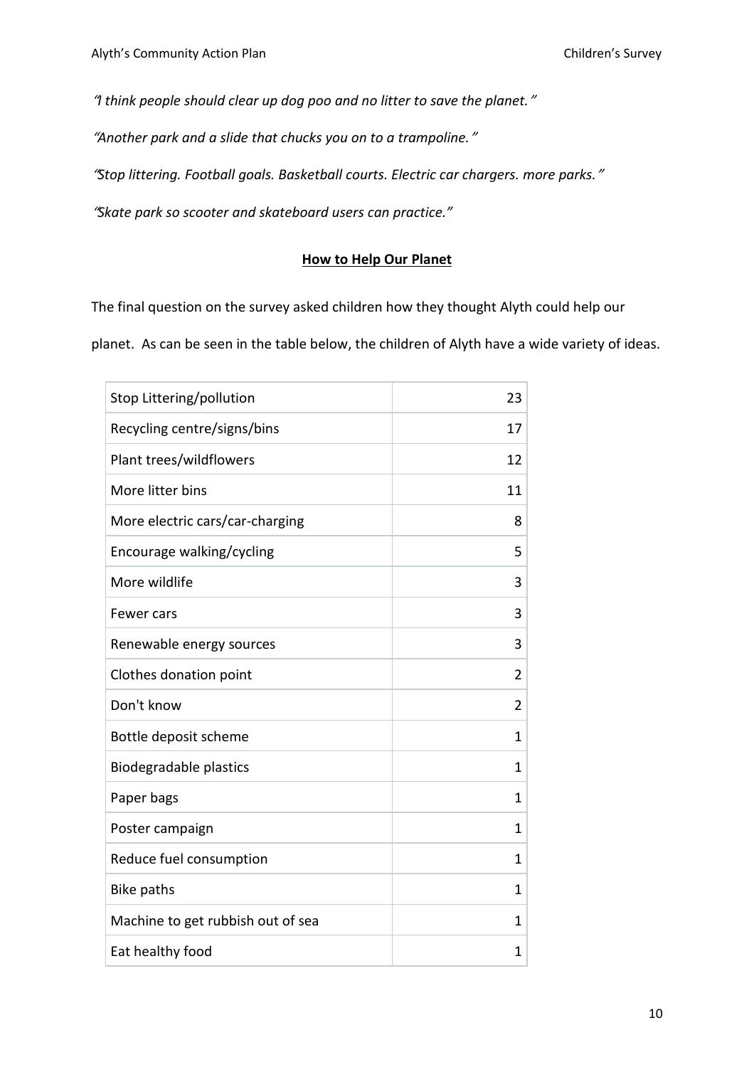*"I think people should clear up dog poo and no litter to save the planet."*

*"Another park and a slide that chucks you on to a trampoline."*

*"Stop littering. Football goals. Basketball courts. Electric car chargers. more parks."*

*"Skate park so scooter and skateboard users can practice."*

## **How to Help Our Planet**

The final question on the survey asked children how they thought Alyth could help our planet. As can be seen in the table below, the children of Alyth have a wide variety of ideas.

| | |
|---|---|
| Stop Littering/pollution | 23 |
| Recycling centre/signs/bins | 17 |
| Plant trees/wildflowers | 12 |
| More litter bins | 11 |
| More electric cars/car-charging | 8 |
| Encourage walking/cycling | 5 |
| More wildlife | 3 |
| Fewer cars | 3 |
| Renewable energy sources | 3 |
| Clothes donation point | 2 |
| Don't know | 2 |
| Bottle deposit scheme | 1 |
| Biodegradable plastics | 1 |
| Paper bags | 1 |
| Poster campaign | 1 |
| Reduce fuel consumption | 1 |
| Bike paths | 1 |
| Machine to get rubbish out of sea | 1 |
| Eat healthy food | 1 |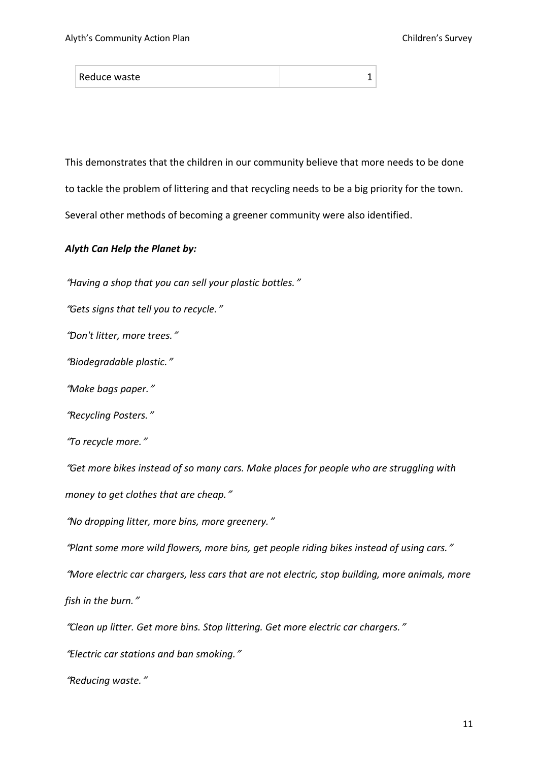| Reduce waste | 1 |
|---|---|

This demonstrates that the children in our community believe that more needs to be done to tackle the problem of littering and that recycling needs to be a big priority for the town. Several other methods of becoming a greener community were also identified.

***Alyth Can Help the Planet by:***

*"Having a shop that you can sell your plastic bottles."*

*"Gets signs that tell you to recycle."*

*"Don't litter, more trees."*

*"Biodegradable plastic."*

*"Make bags paper."*

*"Recycling Posters."*

*"To recycle more."*

*"Get more bikes instead of so many cars. Make places for people who are struggling with money to get clothes that are cheap."*

*"No dropping litter, more bins, more greenery."*

*"Plant some more wild flowers, more bins, get people riding bikes instead of using cars."*

*"More electric car chargers, less cars that are not electric, stop building, more animals, more fish in the burn."*

*"Clean up litter. Get more bins. Stop littering. Get more electric car chargers."*

*"Electric car stations and ban smoking."*

*"Reducing waste."*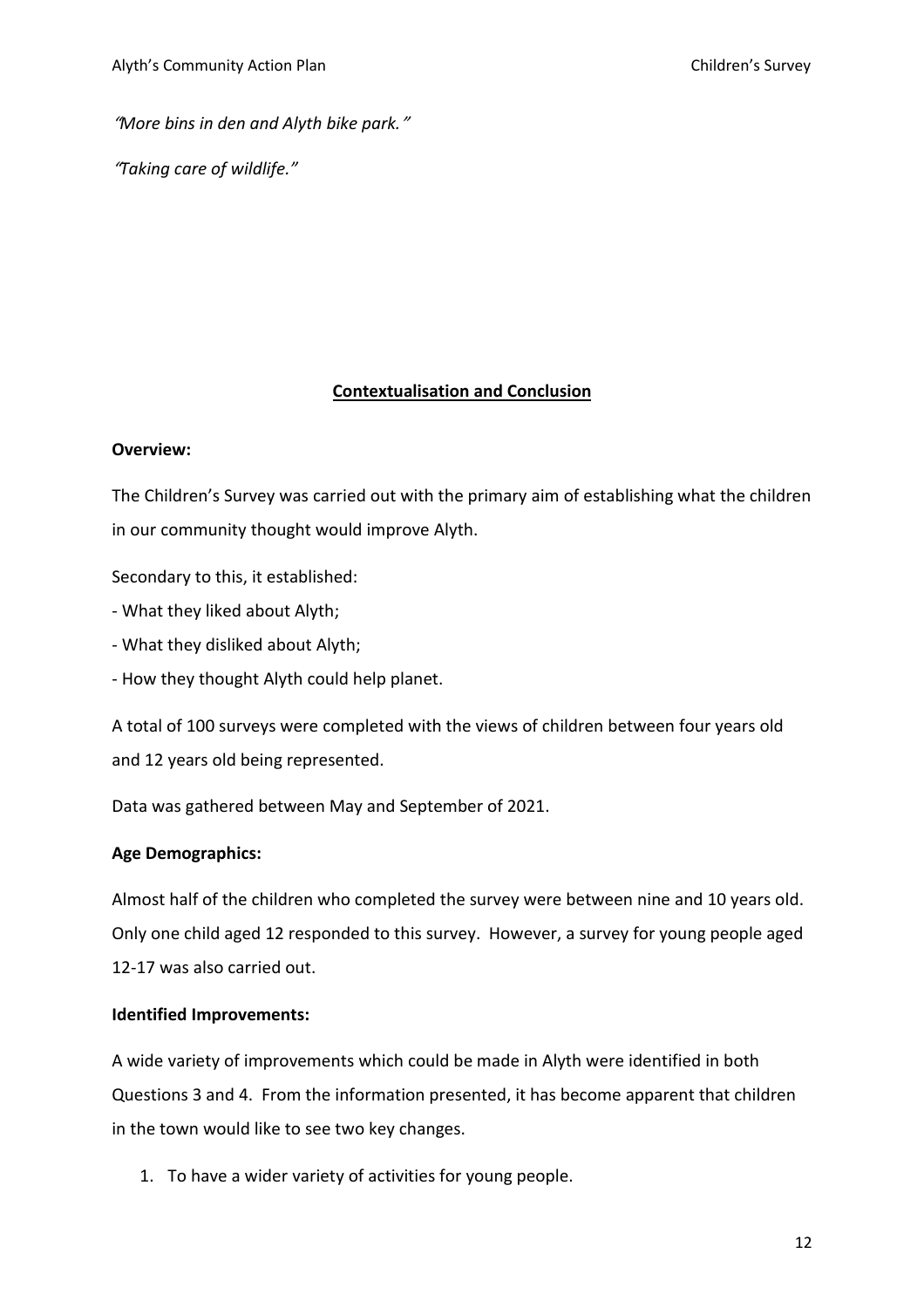*"More bins in den and Alyth bike park."*

*"Taking care of wildlife."*

## Contextualisation and Conclusion

**Overview:**

The Children's Survey was carried out with the primary aim of establishing what the children in our community thought would improve Alyth.

Secondary to this, it established:

- What they liked about Alyth;
- What they disliked about Alyth;
- How they thought Alyth could help planet.

A total of 100 surveys were completed with the views of children between four years old and 12 years old being represented.

Data was gathered between May and September of 2021.

**Age Demographics:**

Almost half of the children who completed the survey were between nine and 10 years old. Only one child aged 12 responded to this survey. However, a survey for young people aged 12-17 was also carried out.

**Identified Improvements:**

A wide variety of improvements which could be made in Alyth were identified in both Questions 3 and 4. From the information presented, it has become apparent that children in the town would like to see two key changes.

1. To have a wider variety of activities for young people.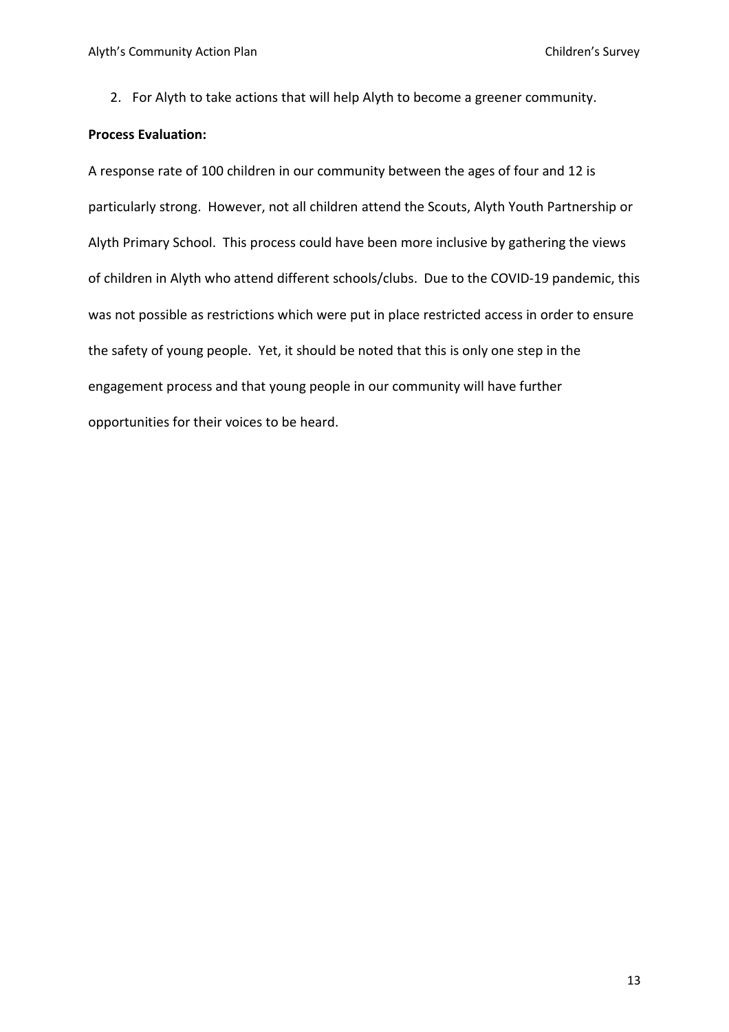2. For Alyth to take actions that will help Alyth to become a greener community.

**Process Evaluation:**

A response rate of 100 children in our community between the ages of four and 12 is particularly strong. However, not all children attend the Scouts, Alyth Youth Partnership or Alyth Primary School. This process could have been more inclusive by gathering the views of children in Alyth who attend different schools/clubs. Due to the COVID-19 pandemic, this was not possible as restrictions which were put in place restricted access in order to ensure the safety of young people. Yet, it should be noted that this is only one step in the engagement process and that young people in our community will have further opportunities for their voices to be heard.